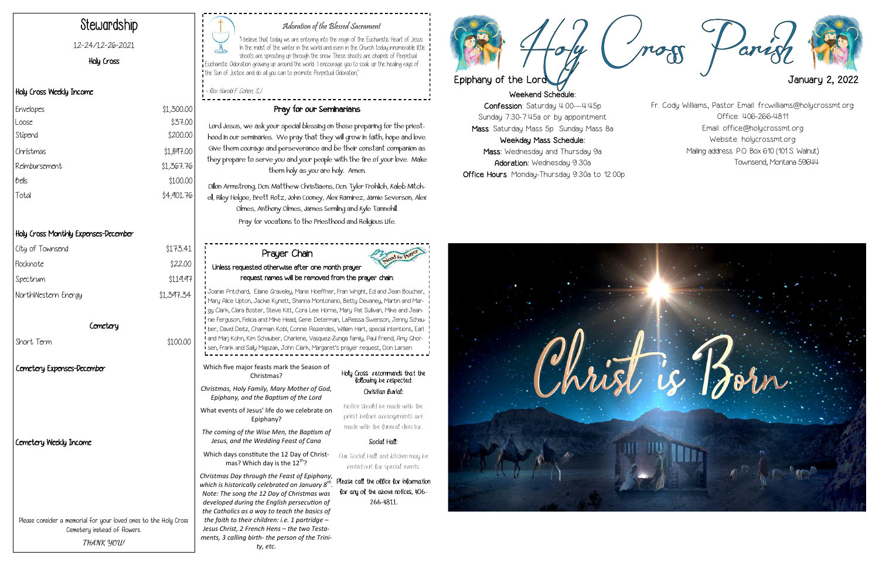# Stewardship

12-24/12-26-2021

Holy Cross

## Holy Cross Weekly Income

| | |
|---|---|
| Envelopes | $1,300.00 |
| Loose | $37.00 |
| Stipend | $200.00 |
| Christmas | $1,897.00 |
| Reimbursement | $1,367.76 |
| Bells | $100.00 |
| Total | $4,901.76 |

## Holy Cross Monthly Expenses-December

| | |
|---|---|
| City of Townsend | $173.41 |
| Flocknote | $22.00 |
| Spectrum | $119.97 |
| NorthWestern Energy | $1,397.34 |

### Cemetery

| | |
|---|---|
| Short Term | $100.00 |

## Cemetery Expenses-December

## Cemetery Weekly Income

Please consider a memorial for your loved ones to the Holy Cross Cemetery instead of flowers.

*THANK YOU!*

### *Adoration of the Blessed Sacrament*

"I believe that today we are entering into the reign of the Eucharistic Heart of Jesus. In the midst of the winter in the world and even in the Church today innumerable little shoots are sprouting up through the snow. These shoots are chapels of Perpetual Eucharistic Adoration growing up around the world. I encourage you to soak up the healing rays of the Sun of Justice and do all you can to promote Perpetual Adoration."

*- Rev Harold F. Cohen, S.J.*

## Pray for our Seminarians

Lord Jesus, we ask your special blessing on those preparing for the priesthood in our seminaries. We pray that they will grow in faith, hope and love. Give them courage and perseverance and be their constant companion as they prepare to serve you and your people with the fire of your love. Make them holy as you are holy. Amen.

Dillon Armstrong, Dcn. Matthew Christiaens, Dcn. Tyler Frohlich, Kaleb Mitchell, Riley Helgoe, Brett Rotz, John Cooney, Alex Ramirez, Jamie Severson, Alex Olmes, Anthony Olmes, James Semling and Kyle Tannehill.

Pray for vocations to the Priesthood and Religious Life.

## Prayer Chain

**Unless requested otherwise after one month prayer request names will be removed from the prayer chain:**

Joanie Pritchard, Elaine Graveley, Marie Hoeffner, Fran Wright, Ed and Jean Boucher, Mary Alice Upton, Jackie Kynett, Shanna Montonario, Betty Devaney, Martin and Margy Clark, Clara Boster, Steve Kitt, Cora Lee Horne, Mary Pat Sullivan, Mike and Jeannie Ferguson, Felicia and Mike Head, Gene Determan, LaReissa Swenson, Jenny Schauber, David Deitz, Charman Kobl, Connie Rezendes, William Hart, special intentions, Earl and Marj Kohn, Kim Schauber, Charlene, Vasquez-Zuniga family, Paul Friend, Amy Ghorsen, Frank and Sally Majszak, John Clark, Margaret's prayer request, Don Larsen

Which five major feasts mark the Season of Christmas?

*Christmas, Holy Family, Mary Mother of God, Epiphany, and the Baptism of the Lord*

What events of Jesus' life do we celebrate on Epiphany?

*The coming of the Wise Men, the Baptism of Jesus, and the Wedding Feast of Cana*

Which days constitute the 12 Day of Christmas? Which day is the 12th?

*Christmas Day through the Feast of Epiphany, which is historically celebrated on January 8th. Note: The song the 12 Day of Christmas was developed during the English persecution of the Catholics as a way to teach the basics of the faith to their children: i.e. 1 partridge – Jesus Christ, 2 French Hens – the two Testaments, 3 calling birth- the person of the Trinity, etc.*

Holy Cross recommends that the following be respected:

**Christian Burial:**

Notice should be made with the priest before arrangements are made with the funeral director.

**Social Hall:**

Our Social Hall and kitchen may be rented out for special events.

Please call the office for information for any of the above notices, 406-266-4811.

# Holy Cross Parish

**Epiphany of the Lord** — **January 2, 2022**

**Weekend Schedule:**

**Confession**: Saturday 4:00—4:45p
Sunday 7:30-7:45a or by appointment

**Mass**: Saturday Mass 5p Sunday Mass 8a

**Weekday Mass Schedule:**

**Mass**: Wednesday and Thursday 9a

**Adoration**: Wednesday 9:30a

**Office Hours**: Monday-Thursday 9:30a to 12:00p

Fr. Cody Williams, Pastor Email: frcwilliams@holycrossmt.org
Office: 406-266-4811
Email: office@holycrossmt.org
Website: holycrossmt.org
Mailing address: P.O. Box 610 (101 S. Walnut)
Townsend, Montana 59644

Christ is Born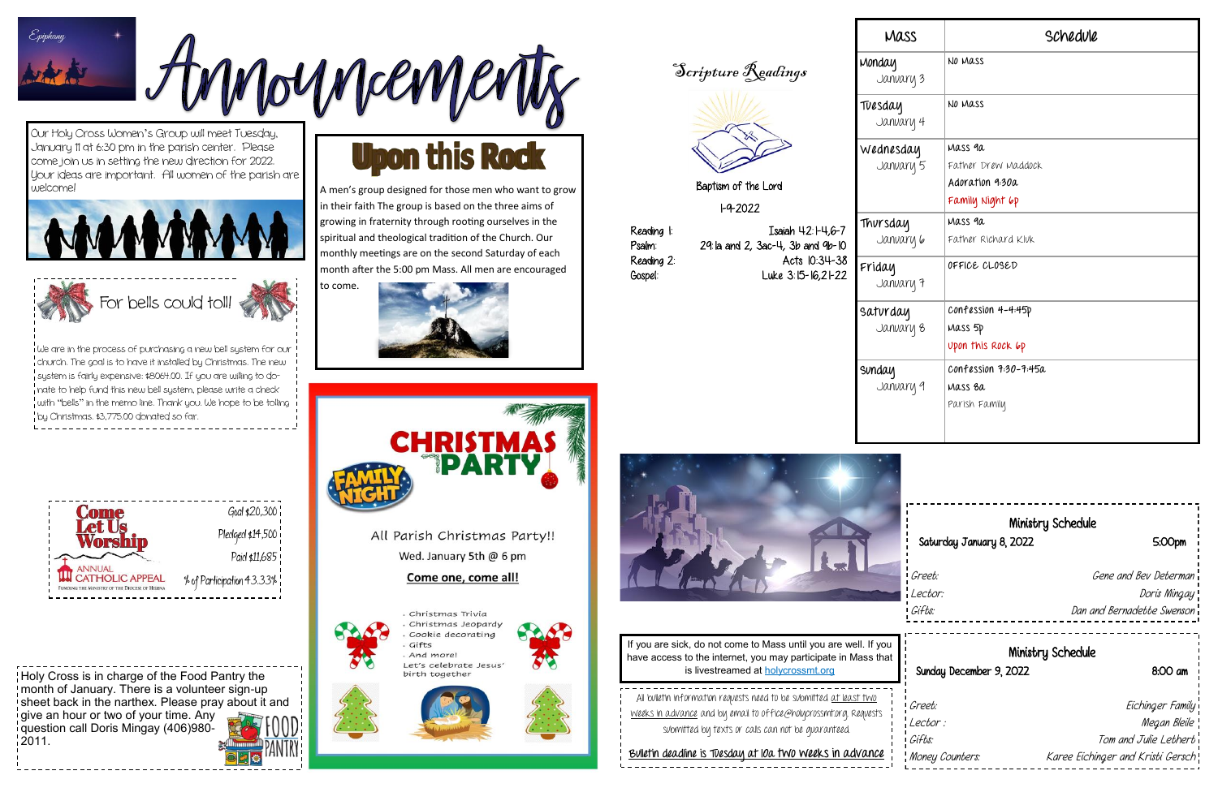# Announcements

Our Holy Cross Women's Group will meet Tuesday, January 11 at 6:30 pm in the parish center. Please come join us in setting the new direction for 2022. Your ideas are important. All women of the parish are welcome!

## For bells could toll!

We are in the process of purchasing a new bell system for our church. The goal is to have it installed by Christmas. The new system is fairly expensive: $8064.00. If you are willing to donate to help fund this new bell system, please write a check with "bells" in the memo line. Thank you. We hope to be tolling by Christmas. $3,775.00 donated so far.

## Come Let Us Worship

ANNUAL CATHOLIC APPEAL
FUNDING THE MINISTRY OF THE DIOCESE OF HELENA

Goal $20,300
Pledged $14,500
Paid $11,685
% of Participation 43.33%

Holy Cross is in charge of the Food Pantry the month of January. There is a volunteer sign-up sheet back in the narthex. Please pray about it and give an hour or two of your time. Any question call Doris Mingay (406)980-2011.

## Upon this Rock

A men's group designed for those men who want to grow in their faith The group is based on the three aims of growing in fraternity through rooting ourselves in the spiritual and theological tradition of the Church. Our monthly meetings are on the second Saturday of each month after the 5:00 pm Mass. All men are encouraged to come.

## CHRISTMAS PARTY

FAMILY NIGHT

All Parish Christmas Party!!

Wed. January 5th @ 6 pm

**Come one, come all!**

- Christmas Trivia
- Christmas Jeopardy
- Cookie decorating
- Gifts
- And more!

Let's celebrate Jesus' birth together

## Scripture Readings

Baptism of the Lord

1-9-2022

| | |
|---|---|
| Reading 1: | Isaiah 42:1-4,6-7 |
| Psalm: | 29:1a and 2, 3ac-4, 3b and 9b-10 |
| Reading 2: | Acts 10:34-38 |
| Gospel: | Luke 3:15-16,21-22 |

If you are sick, do not come to Mass until you are well. If you have access to the internet, you may participate in Mass that is livestreamed at holycrossmt.org

All bulletin information requests need to be submitted at least two weeks in advance and by email to office@holycrossmt.org. Requests submitted by texts or calls can not be guaranteed.

Bulletin deadline is Tuesday at 10a two weeks in advance

| Mass | Schedule |
|---|---|
| Monday January 3 | No Mass |
| Tuesday January 4 | No Mass |
| Wednesday January 5 | Mass 9a<br>Father Drew Maddock<br>Adoration 9:30a<br>Family Night 6p |
| Thursday January 6 | Mass 9a<br>Father Richard Kluk |
| Friday January 7 | OFFICE CLOSED |
| Saturday January 8 | Confession 4-4:45p<br>Mass 5p<br>Upon this Rock 6p |
| Sunday January 9 | Confession 7:30-7:45a<br>Mass 8a<br>Parish Family |

## Ministry Schedule

Saturday January 8, 2022 — 5:00pm

| | |
|---|---|
| Greet: | Gene and Bev Determan |
| Lector: | Doris Mingay |
| Gifts: | Dan and Bernadette Swenson |

## Ministry Schedule

Sunday December 9, 2022 — 8:00 am

| | |
|---|---|
| Greet: | Eichinger Family |
| Lector : | Megan Bleile |
| Gifts: | Tom and Julie Lethert |
| Money Counters: | Karee Eichinger and Kristi Gersch |